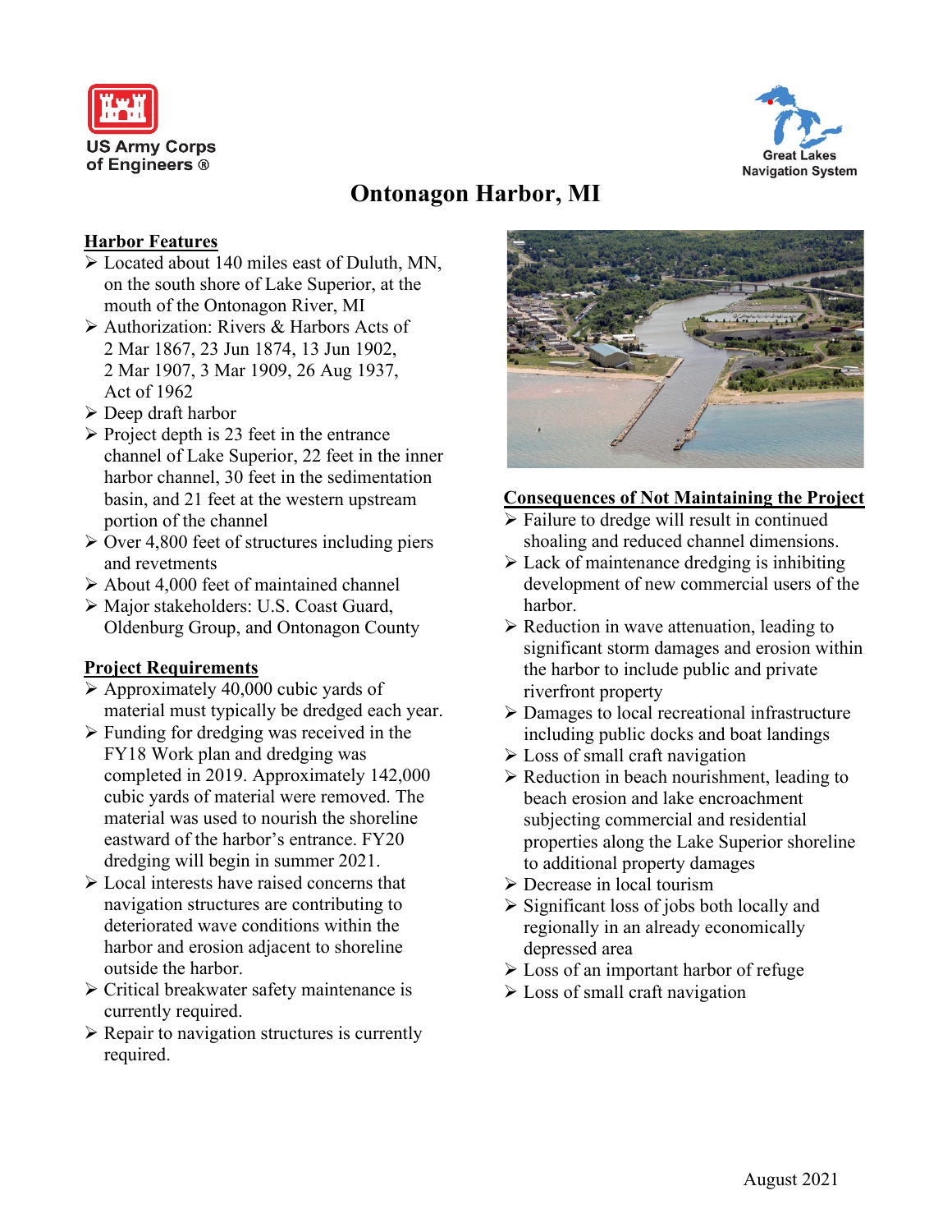US Army Corps of Engineers ®

Great Lakes Navigation System

# Ontonagon Harbor, MI

## Harbor Features

- Located about 140 miles east of Duluth, MN, on the south shore of Lake Superior, at the mouth of the Ontonagon River, MI
- Authorization: Rivers & Harbors Acts of 2 Mar 1867, 23 Jun 1874, 13 Jun 1902, 2 Mar 1907, 3 Mar 1909, 26 Aug 1937, Act of 1962
- Deep draft harbor
- Project depth is 23 feet in the entrance channel of Lake Superior, 22 feet in the inner harbor channel, 30 feet in the sedimentation basin, and 21 feet at the western upstream portion of the channel
- Over 4,800 feet of structures including piers and revetments
- About 4,000 feet of maintained channel
- Major stakeholders: U.S. Coast Guard, Oldenburg Group, and Ontonagon County

## Project Requirements

- Approximately 40,000 cubic yards of material must typically be dredged each year.
- Funding for dredging was received in the FY18 Work plan and dredging was completed in 2019. Approximately 142,000 cubic yards of material were removed. The material was used to nourish the shoreline eastward of the harbor's entrance. FY20 dredging will begin in summer 2021.
- Local interests have raised concerns that navigation structures are contributing to deteriorated wave conditions within the harbor and erosion adjacent to shoreline outside the harbor.
- Critical breakwater safety maintenance is currently required.
- Repair to navigation structures is currently required.

## Consequences of Not Maintaining the Project

- Failure to dredge will result in continued shoaling and reduced channel dimensions.
- Lack of maintenance dredging is inhibiting development of new commercial users of the harbor.
- Reduction in wave attenuation, leading to significant storm damages and erosion within the harbor to include public and private riverfront property
- Damages to local recreational infrastructure including public docks and boat landings
- Loss of small craft navigation
- Reduction in beach nourishment, leading to beach erosion and lake encroachment subjecting commercial and residential properties along the Lake Superior shoreline to additional property damages
- Decrease in local tourism
- Significant loss of jobs both locally and regionally in an already economically depressed area
- Loss of an important harbor of refuge
- Loss of small craft navigation

August 2021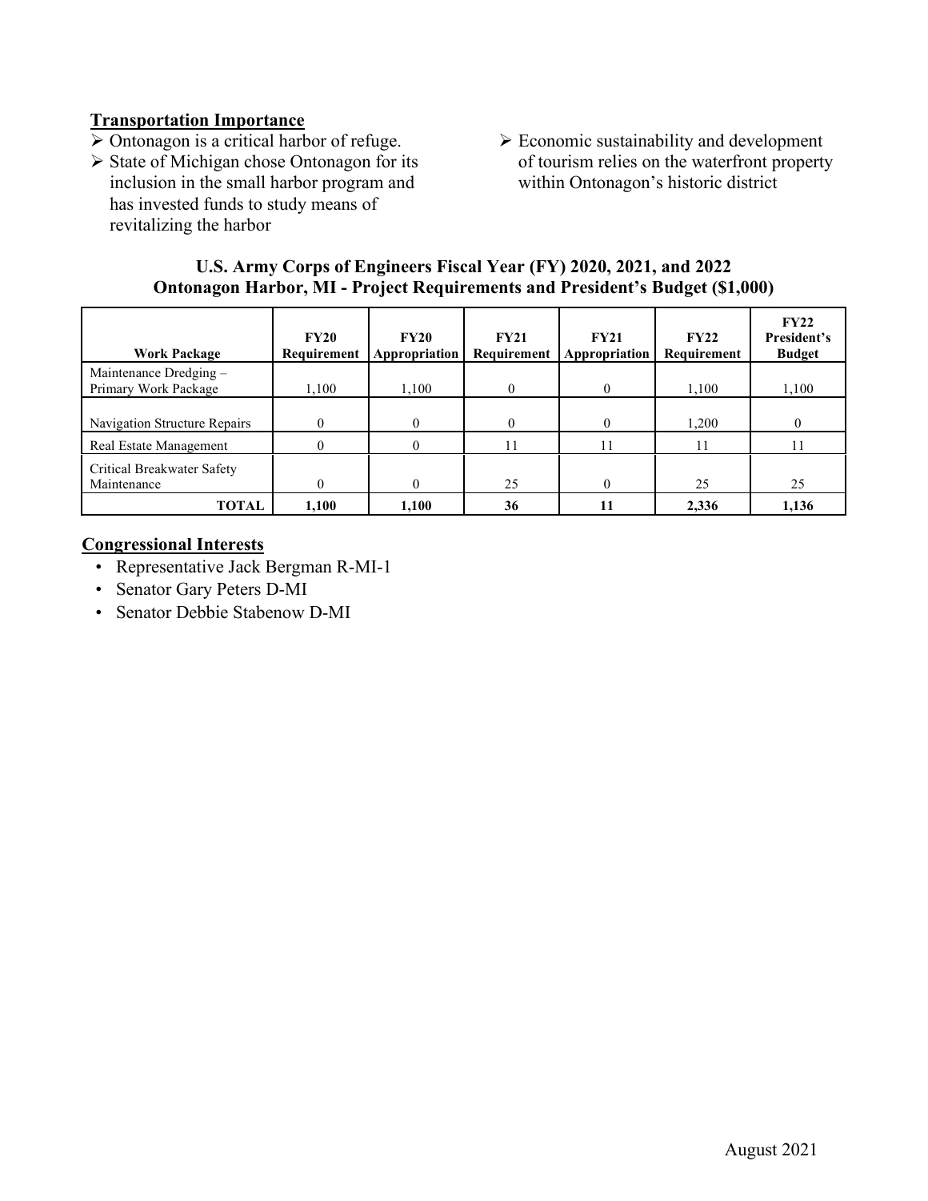**Transportation Importance**

- Ontonagon is a critical harbor of refuge.
- State of Michigan chose Ontonagon for its inclusion in the small harbor program and has invested funds to study means of revitalizing the harbor
- Economic sustainability and development of tourism relies on the waterfront property within Ontonagon's historic district

**U.S. Army Corps of Engineers Fiscal Year (FY) 2020, 2021, and 2022**
**Ontonagon Harbor, MI - Project Requirements and President's Budget ($1,000)**

| Work Package | FY20 Requirement | FY20 Appropriation | FY21 Requirement | FY21 Appropriation | FY22 Requirement | FY22 President's Budget |
|---|---|---|---|---|---|---|
| Maintenance Dredging – Primary Work Package | 1,100 | 1,100 | 0 | 0 | 1,100 | 1,100 |
| Navigation Structure Repairs | 0 | 0 | 0 | 0 | 1,200 | 0 |
| Real Estate Management | 0 | 0 | 11 | 11 | 11 | 11 |
| Critical Breakwater Safety Maintenance | 0 | 0 | 25 | 0 | 25 | 25 |
| **TOTAL** | **1,100** | **1,100** | **36** | **11** | **2,336** | **1,136** |

**Congressional Interests**

- Representative Jack Bergman R-MI-1
- Senator Gary Peters D-MI
- Senator Debbie Stabenow D-MI

August 2021